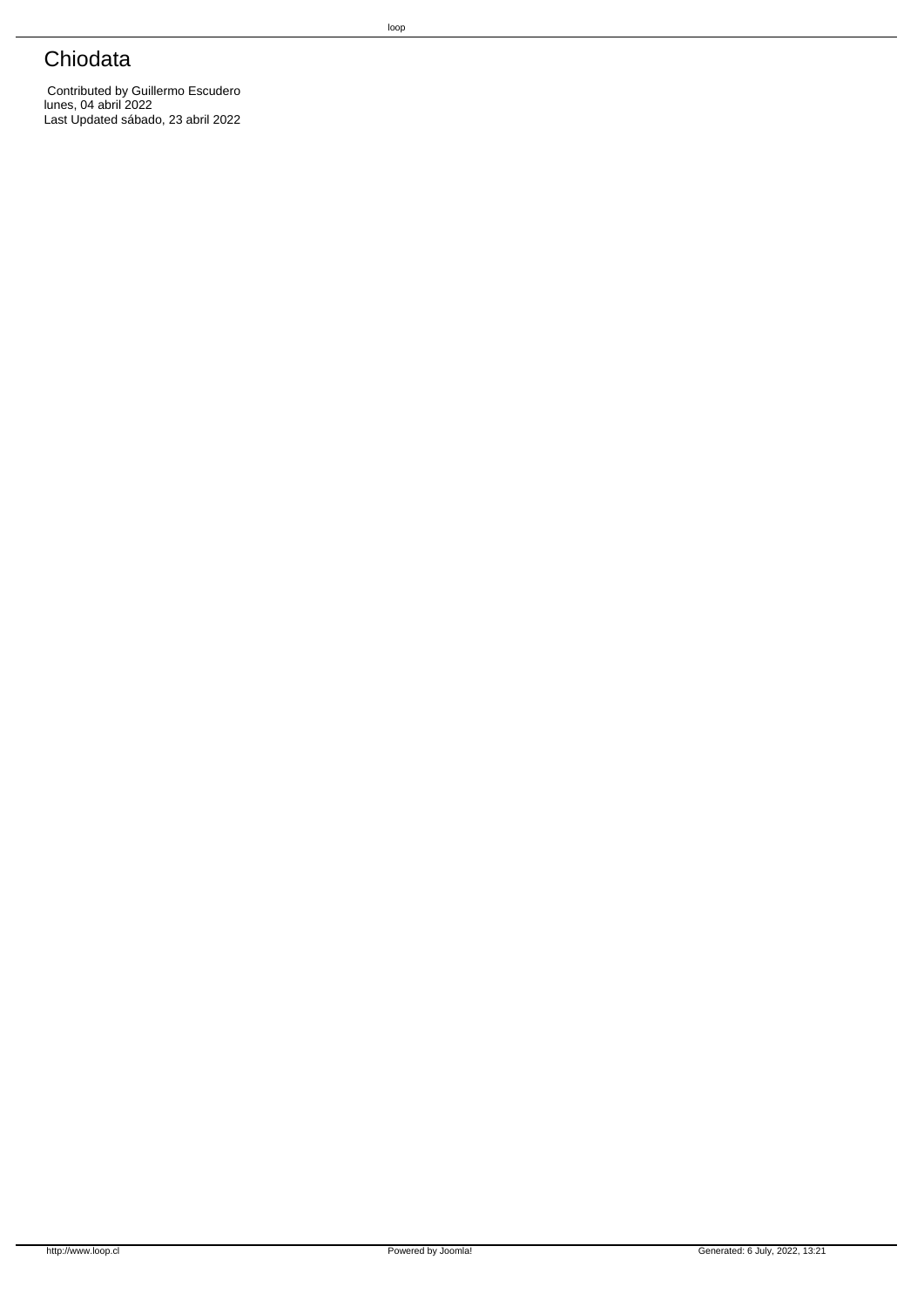# Chiodata

Contributed by Guillermo Escudero
lunes, 04 abril 2022
Last Updated sábado, 23 abril 2022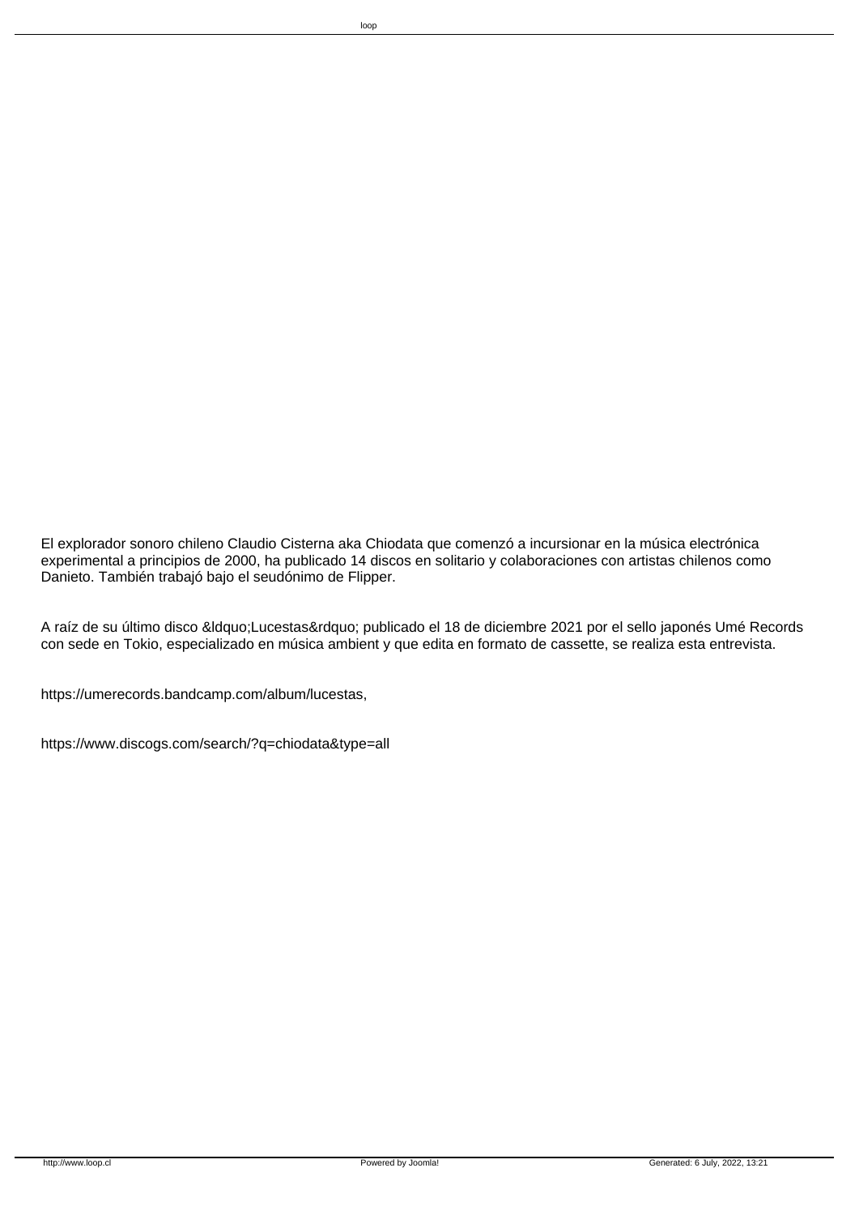El explorador sonoro chileno Claudio Cisterna aka Chiodata que comenzó a incursionar en la música electrónica experimental a principios de 2000, ha publicado 14 discos en solitario y colaboraciones con artistas chilenos como Danieto. También trabajó bajo el seudónimo de Flipper.

A raíz de su último disco &ldquo;Lucestas&rdquo; publicado el 18 de diciembre 2021 por el sello japonés Umé Records con sede en Tokio, especializado en música ambient y que edita en formato de cassette, se realiza esta entrevista.

https://umerecords.bandcamp.com/album/lucestas,

https://www.discogs.com/search/?q=chiodata&type=all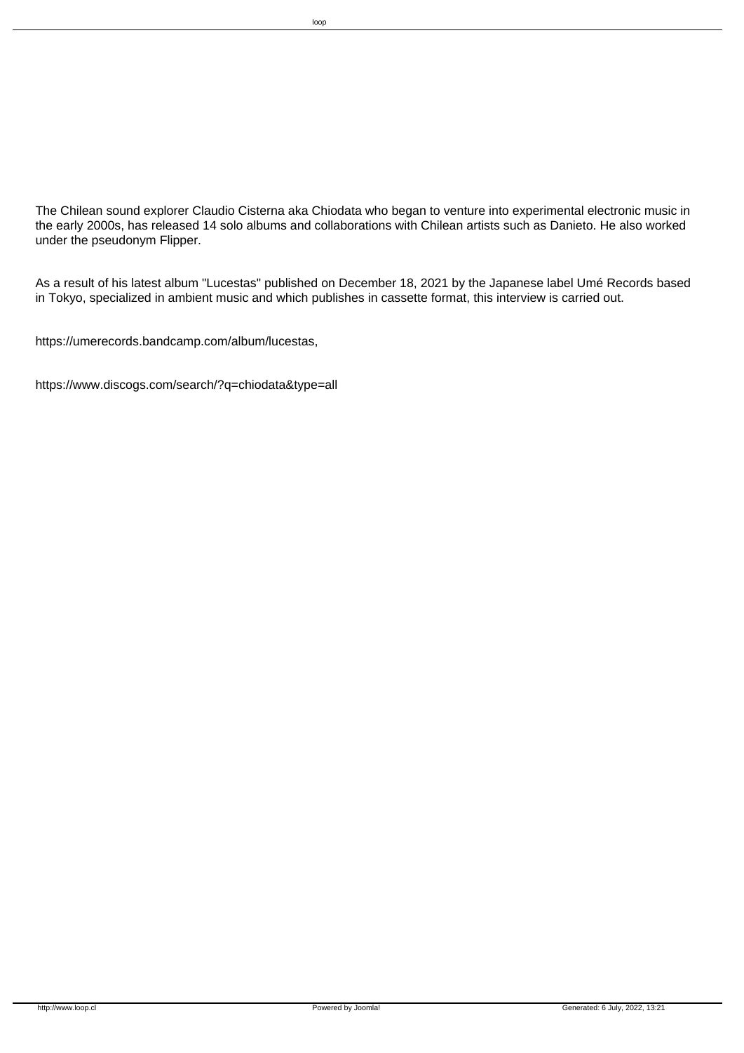The Chilean sound explorer Claudio Cisterna aka Chiodata who began to venture into experimental electronic music in the early 2000s, has released 14 solo albums and collaborations with Chilean artists such as Danieto. He also worked under the pseudonym Flipper.

As a result of his latest album "Lucestas" published on December 18, 2021 by the Japanese label Umé Records based in Tokyo, specialized in ambient music and which publishes in cassette format, this interview is carried out.

https://umerecords.bandcamp.com/album/lucestas,

https://www.discogs.com/search/?q=chiodata&type=all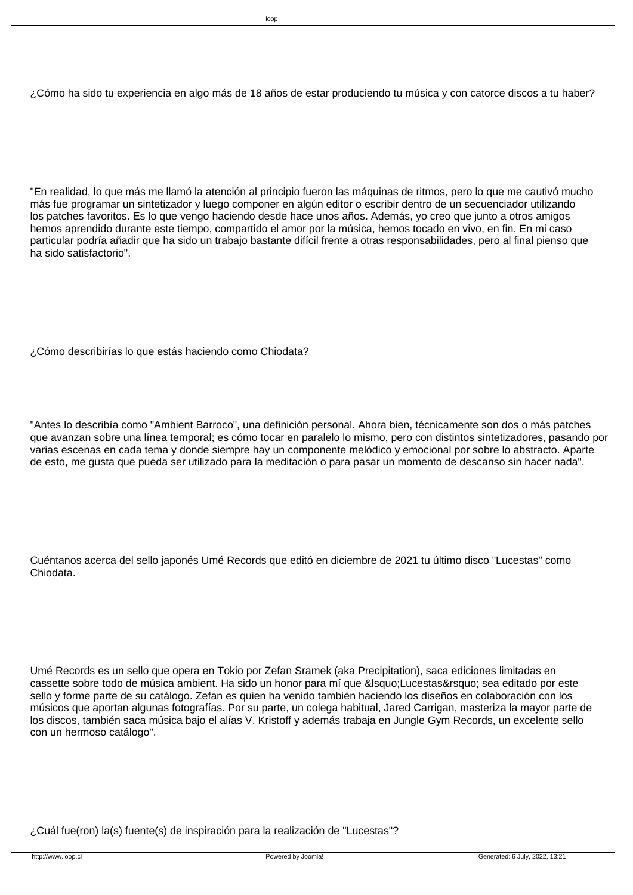¿Cómo ha sido tu experiencia en algo más de 18 años de estar produciendo tu música y con catorce discos a tu haber?

"En realidad, lo que más me llamó la atención al principio fueron las máquinas de ritmos, pero lo que me cautivó mucho más fue programar un sintetizador y luego componer en algún editor o escribir dentro de un secuenciador utilizando los patches favoritos. Es lo que vengo haciendo desde hace unos años. Además, yo creo que junto a otros amigos hemos aprendido durante este tiempo, compartido el amor por la música, hemos tocado en vivo, en fin. En mi caso particular podría añadir que ha sido un trabajo bastante difícil frente a otras responsabilidades, pero al final pienso que ha sido satisfactorio".

¿Cómo describirías lo que estás haciendo como Chiodata?

"Antes lo describía como "Ambient Barroco", una definición personal. Ahora bien, técnicamente son dos o más patches que avanzan sobre una línea temporal; es cómo tocar en paralelo lo mismo, pero con distintos sintetizadores, pasando por varias escenas en cada tema y donde siempre hay un componente melódico y emocional por sobre lo abstracto. Aparte de esto, me gusta que pueda ser utilizado para la meditación o para pasar un momento de descanso sin hacer nada".

Cuéntanos acerca del sello japonés Umé Records que editó en diciembre de 2021 tu último disco "Lucestas" como Chiodata.

Umé Records es un sello que opera en Tokio por Zefan Sramek (aka Precipitation), saca ediciones limitadas en cassette sobre todo de música ambient. Ha sido un honor para mí que &lsquo;Lucestas&rsquo; sea editado por este sello y forme parte de su catálogo. Zefan es quien ha venido también haciendo los diseños en colaboración con los músicos que aportan algunas fotografías. Por su parte, un colega habitual, Jared Carrigan, masteriza la mayor parte de los discos, también saca música bajo el alías V. Kristoff y además trabaja en Jungle Gym Records, un excelente sello con un hermoso catálogo".

¿Cuál fue(ron) la(s) fuente(s) de inspiración para la realización de "Lucestas"?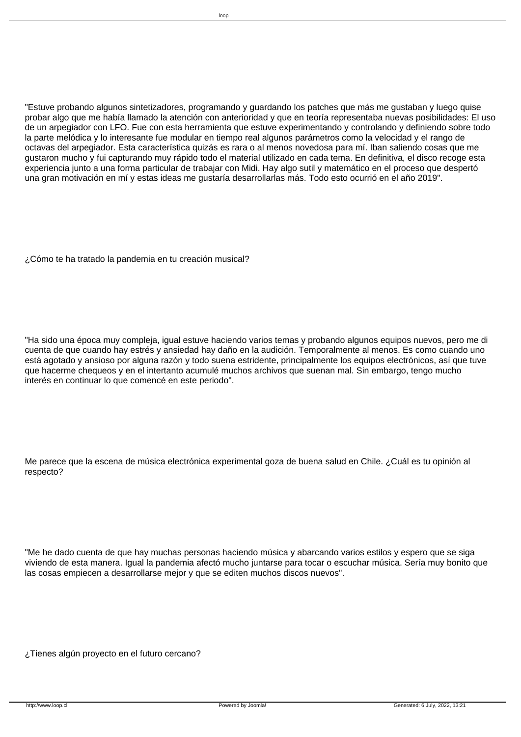"Estuve probando algunos sintetizadores, programando y guardando los patches que más me gustaban y luego quise probar algo que me había llamado la atención con anterioridad y que en teoría representaba nuevas posibilidades: El uso de un arpegiador con LFO. Fue con esta herramienta que estuve experimentando y controlando y definiendo sobre todo la parte melódica y lo interesante fue modular en tiempo real algunos parámetros como la velocidad y el rango de octavas del arpegiador. Esta característica quizás es rara o al menos novedosa para mí. Iban saliendo cosas que me gustaron mucho y fui capturando muy rápido todo el material utilizado en cada tema. En definitiva, el disco recoge esta experiencia junto a una forma particular de trabajar con Midi. Hay algo sutil y matemático en el proceso que despertó una gran motivación en mí y estas ideas me gustaría desarrollarlas más. Todo esto ocurrió en el año 2019".

¿Cómo te ha tratado la pandemia en tu creación musical?

"Ha sido una época muy compleja, igual estuve haciendo varios temas y probando algunos equipos nuevos, pero me di cuenta de que cuando hay estrés y ansiedad hay daño en la audición. Temporalmente al menos. Es como cuando uno está agotado y ansioso por alguna razón y todo suena estridente, principalmente los equipos electrónicos, así que tuve que hacerme chequeos y en el intertanto acumulé muchos archivos que suenan mal. Sin embargo, tengo mucho interés en continuar lo que comencé en este periodo".

Me parece que la escena de música electrónica experimental goza de buena salud en Chile. ¿Cuál es tu opinión al respecto?

"Me he dado cuenta de que hay muchas personas haciendo música y abarcando varios estilos y espero que se siga viviendo de esta manera. Igual la pandemia afectó mucho juntarse para tocar o escuchar música. Sería muy bonito que las cosas empiecen a desarrollarse mejor y que se editen muchos discos nuevos".

¿Tienes algún proyecto en el futuro cercano?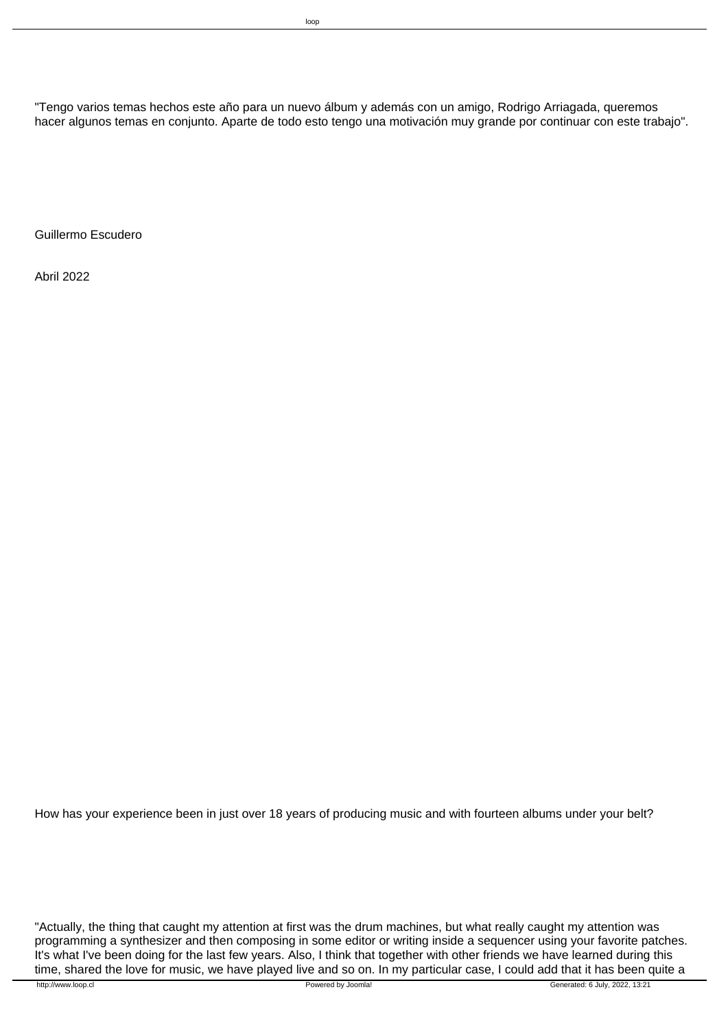"Tengo varios temas hechos este año para un nuevo álbum y además con un amigo, Rodrigo Arriagada, queremos hacer algunos temas en conjunto. Aparte de todo esto tengo una motivación muy grande por continuar con este trabajo".

Guillermo Escudero

Abril 2022

How has your experience been in just over 18 years of producing music and with fourteen albums under your belt?

"Actually, the thing that caught my attention at first was the drum machines, but what really caught my attention was programming a synthesizer and then composing in some editor or writing inside a sequencer using your favorite patches. It's what I've been doing for the last few years. Also, I think that together with other friends we have learned during this time, shared the love for music, we have played live and so on. In my particular case, I could add that it has been quite a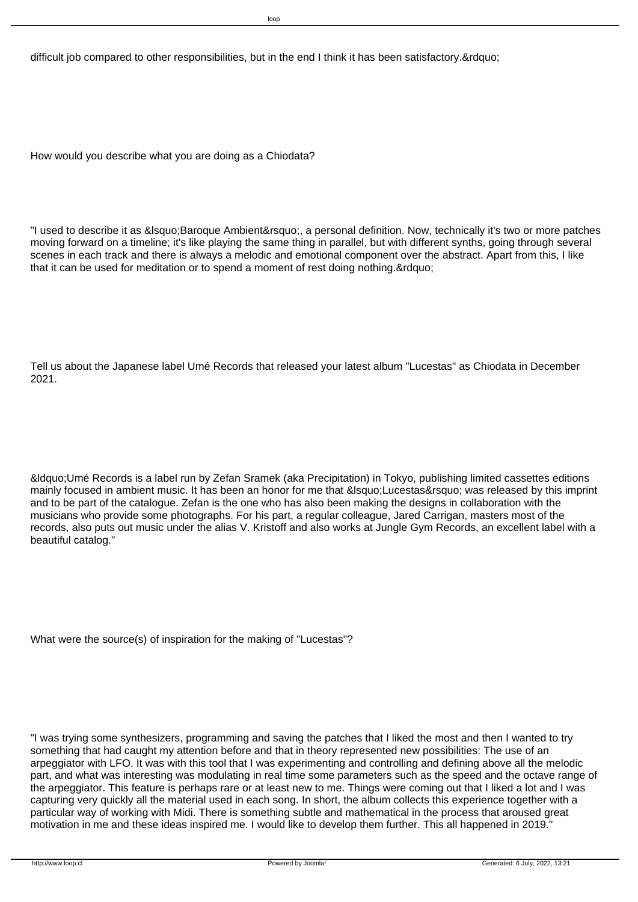difficult job compared to other responsibilities, but in the end I think it has been satisfactory.&rdquo;

How would you describe what you are doing as a Chiodata?

"I used to describe it as &lsquo;Baroque Ambient&rsquo;, a personal definition. Now, technically it's two or more patches moving forward on a timeline; it's like playing the same thing in parallel, but with different synths, going through several scenes in each track and there is always a melodic and emotional component over the abstract. Apart from this, I like that it can be used for meditation or to spend a moment of rest doing nothing.&rdquo;

Tell us about the Japanese label Umé Records that released your latest album "Lucestas" as Chiodata in December 2021.

&ldquo;Umé Records is a label run by Zefan Sramek (aka Precipitation) in Tokyo, publishing limited cassettes editions mainly focused in ambient music. It has been an honor for me that &lsquo;Lucestas&rsquo; was released by this imprint and to be part of the catalogue. Zefan is the one who has also been making the designs in collaboration with the musicians who provide some photographs. For his part, a regular colleague, Jared Carrigan, masters most of the records, also puts out music under the alias V. Kristoff and also works at Jungle Gym Records, an excellent label with a beautiful catalog."

What were the source(s) of inspiration for the making of "Lucestas"?

"I was trying some synthesizers, programming and saving the patches that I liked the most and then I wanted to try something that had caught my attention before and that in theory represented new possibilities: The use of an arpeggiator with LFO. It was with this tool that I was experimenting and controlling and defining above all the melodic part, and what was interesting was modulating in real time some parameters such as the speed and the octave range of the arpeggiator. This feature is perhaps rare or at least new to me. Things were coming out that I liked a lot and I was capturing very quickly all the material used in each song. In short, the album collects this experience together with a particular way of working with Midi. There is something subtle and mathematical in the process that aroused great motivation in me and these ideas inspired me. I would like to develop them further. This all happened in 2019."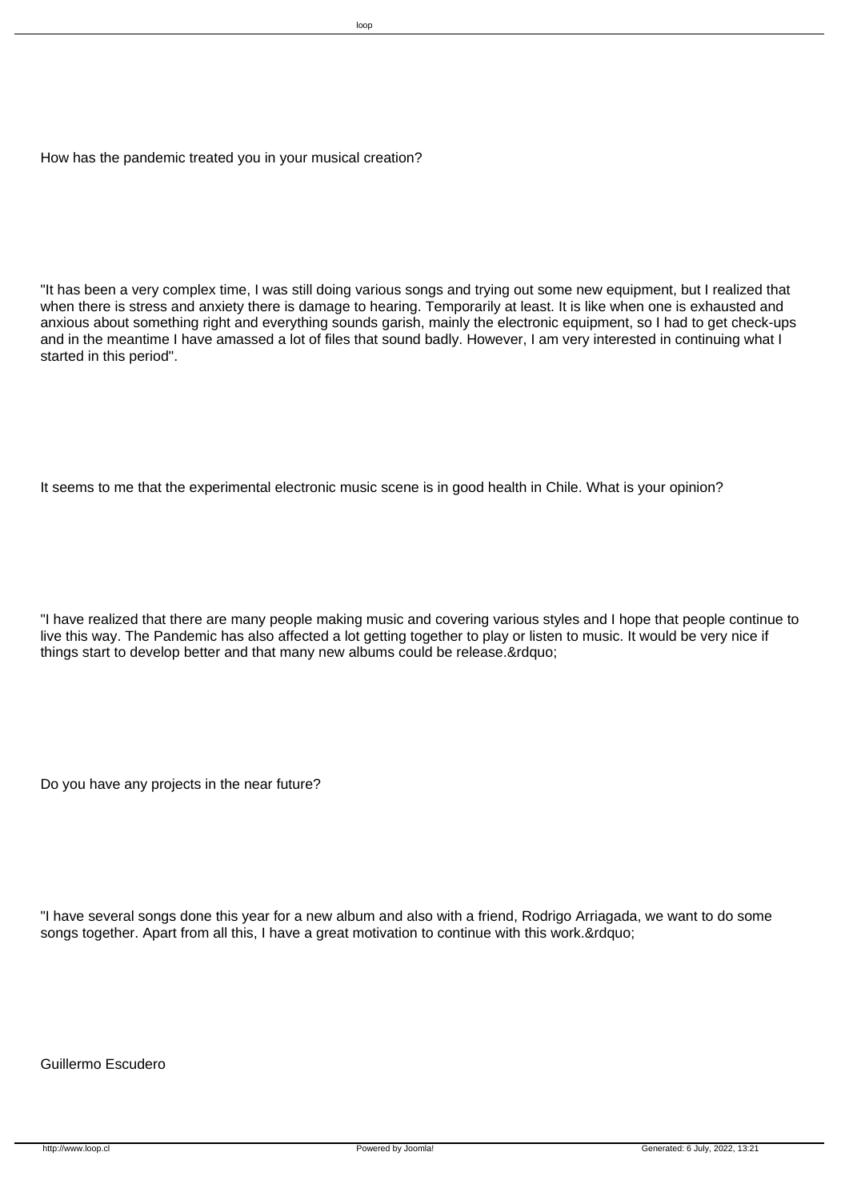How has the pandemic treated you in your musical creation?

"It has been a very complex time, I was still doing various songs and trying out some new equipment, but I realized that when there is stress and anxiety there is damage to hearing. Temporarily at least. It is like when one is exhausted and anxious about something right and everything sounds garish, mainly the electronic equipment, so I had to get check-ups and in the meantime I have amassed a lot of files that sound badly. However, I am very interested in continuing what I started in this period".

It seems to me that the experimental electronic music scene is in good health in Chile. What is your opinion?

"I have realized that there are many people making music and covering various styles and I hope that people continue to live this way. The Pandemic has also affected a lot getting together to play or listen to music. It would be very nice if things start to develop better and that many new albums could be release.&rdquo;

Do you have any projects in the near future?

"I have several songs done this year for a new album and also with a friend, Rodrigo Arriagada, we want to do some songs together. Apart from all this, I have a great motivation to continue with this work.&rdquo;

Guillermo Escudero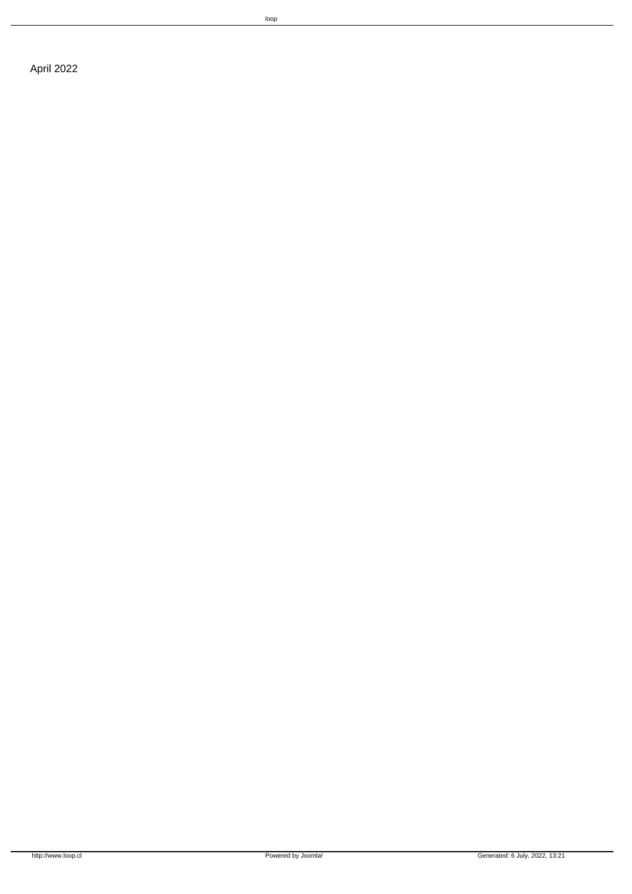April 2022